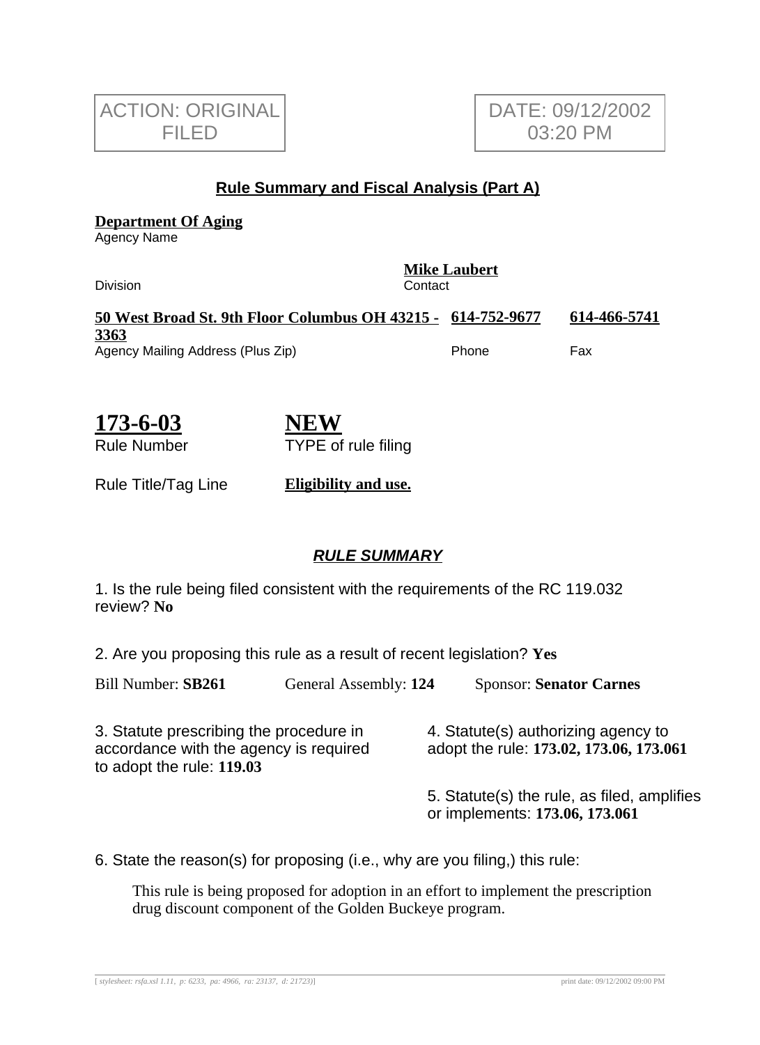ACTION: ORIGINAL FILED

DATE: 09/12/2002 03:20 PM

## Rule Summary and Fiscal Analysis (Part A)

**Department Of Aging**
Agency Name

Division

**Mike Laubert**
Contact

**50 West Broad St. 9th Floor Columbus OH 43215 - 3363**
Agency Mailing Address (Plus Zip)

**614-752-9677**
Phone

**614-466-5741**
Fax

**173-6-03**
Rule Number

**NEW**
TYPE of rule filing

Rule Title/Tag Line **Eligibility and use.**

### *RULE SUMMARY*

1. Is the rule being filed consistent with the requirements of the RC 119.032 review? **No**

2. Are you proposing this rule as a result of recent legislation? **Yes**

Bill Number: **SB261** General Assembly: **124** Sponsor: **Senator Carnes**

3. Statute prescribing the procedure in accordance with the agency is required to adopt the rule: **119.03**

4. Statute(s) authorizing agency to adopt the rule: **173.02, 173.06, 173.061**

5. Statute(s) the rule, as filed, amplifies or implements: **173.06, 173.061**

6. State the reason(s) for proposing (i.e., why are you filing,) this rule:

This rule is being proposed for adoption in an effort to implement the prescription drug discount component of the Golden Buckeye program.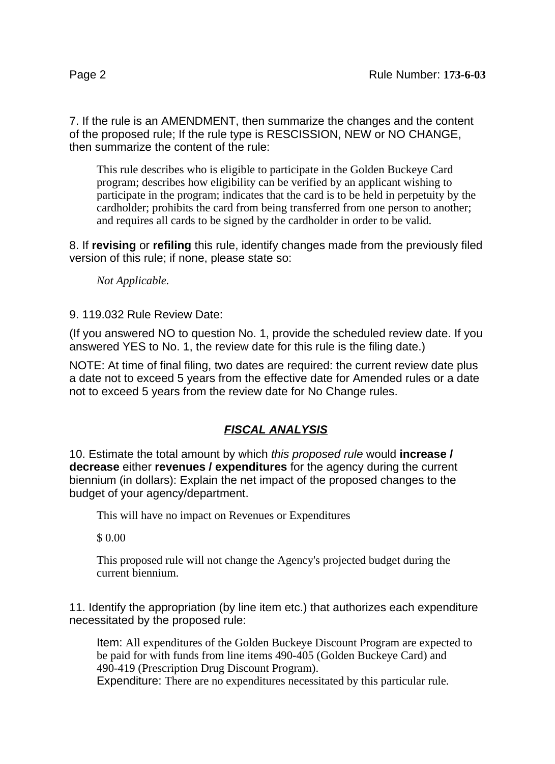7. If the rule is an AMENDMENT, then summarize the changes and the content of the proposed rule; If the rule type is RESCISSION, NEW or NO CHANGE, then summarize the content of the rule:

> This rule describes who is eligible to participate in the Golden Buckeye Card program; describes how eligibility can be verified by an applicant wishing to participate in the program; indicates that the card is to be held in perpetuity by the cardholder; prohibits the card from being transferred from one person to another; and requires all cards to be signed by the cardholder in order to be valid.

8. If **revising** or **refiling** this rule, identify changes made from the previously filed version of this rule; if none, please state so:

> *Not Applicable.*

9. 119.032 Rule Review Date:

(If you answered NO to question No. 1, provide the scheduled review date. If you answered YES to No. 1, the review date for this rule is the filing date.)

NOTE: At time of final filing, two dates are required: the current review date plus a date not to exceed 5 years from the effective date for Amended rules or a date not to exceed 5 years from the review date for No Change rules.

## ***FISCAL ANALYSIS***

10. Estimate the total amount by which *this proposed rule* would **increase / decrease** either **revenues / expenditures** for the agency during the current biennium (in dollars): Explain the net impact of the proposed changes to the budget of your agency/department.

> This will have no impact on Revenues or Expenditures
>
> $ 0.00
>
> This proposed rule will not change the Agency's projected budget during the current biennium.

11. Identify the appropriation (by line item etc.) that authorizes each expenditure necessitated by the proposed rule:

> Item: All expenditures of the Golden Buckeye Discount Program are expected to be paid for with funds from line items 490-405 (Golden Buckeye Card) and 490-419 (Prescription Drug Discount Program).
> Expenditure: There are no expenditures necessitated by this particular rule.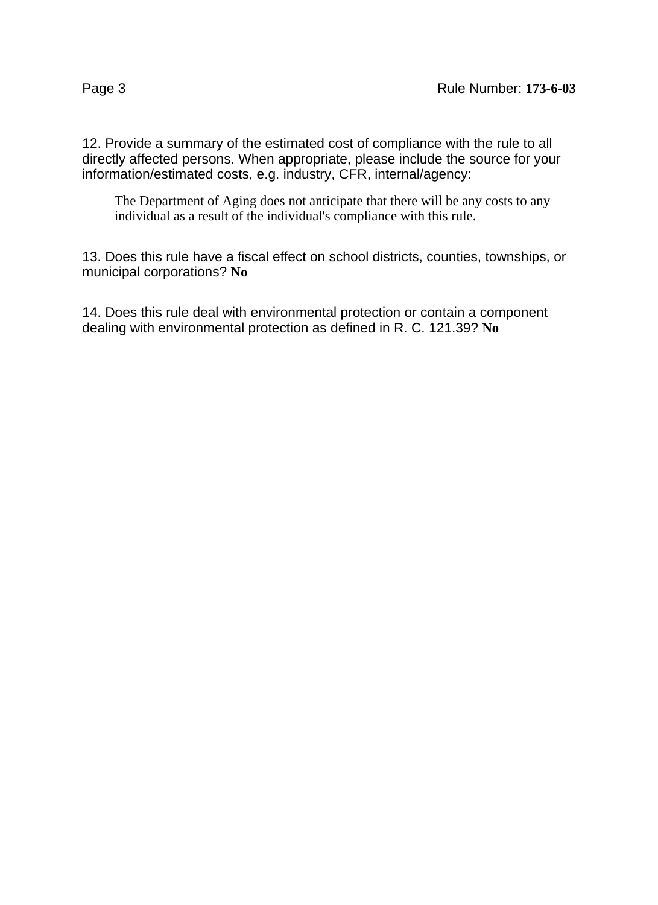12. Provide a summary of the estimated cost of compliance with the rule to all directly affected persons. When appropriate, please include the source for your information/estimated costs, e.g. industry, CFR, internal/agency:

> The Department of Aging does not anticipate that there will be any costs to any individual as a result of the individual's compliance with this rule.

13. Does this rule have a fiscal effect on school districts, counties, townships, or municipal corporations? **No**

14. Does this rule deal with environmental protection or contain a component dealing with environmental protection as defined in R. C. 121.39? **No**